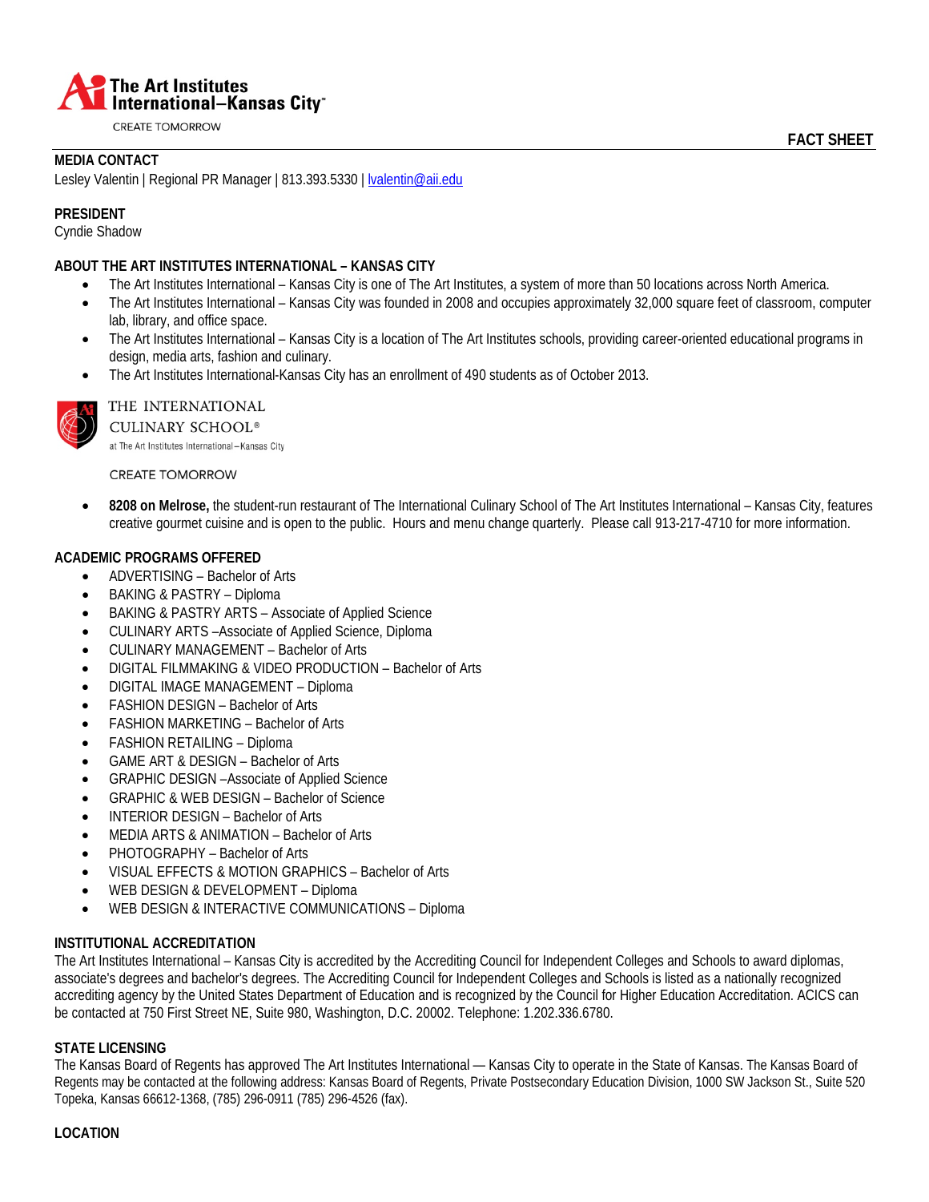The Art Institutes International–Kansas City™

CREATE TOMORROW

**FACT SHEET**

**MEDIA CONTACT**

Lesley Valentin | Regional PR Manager | 813.393.5330 | lvalentin@aii.edu

**PRESIDENT**

Cyndie Shadow

**ABOUT THE ART INSTITUTES INTERNATIONAL – KANSAS CITY**

- The Art Institutes International – Kansas City is one of The Art Institutes, a system of more than 50 locations across North America.
- The Art Institutes International – Kansas City was founded in 2008 and occupies approximately 32,000 square feet of classroom, computer lab, library, and office space.
- The Art Institutes International – Kansas City is a location of The Art Institutes schools, providing career-oriented educational programs in design, media arts, fashion and culinary.
- The Art Institutes International-Kansas City has an enrollment of 490 students as of October 2013.

THE INTERNATIONAL CULINARY SCHOOL®

at The Art Institutes International – Kansas City

CREATE TOMORROW

- **8208 on Melrose,** the student-run restaurant of The International Culinary School of The Art Institutes International – Kansas City, features creative gourmet cuisine and is open to the public. Hours and menu change quarterly. Please call 913-217-4710 for more information.

**ACADEMIC PROGRAMS OFFERED**

- ADVERTISING – Bachelor of Arts
- BAKING & PASTRY – Diploma
- BAKING & PASTRY ARTS – Associate of Applied Science
- CULINARY ARTS –Associate of Applied Science, Diploma
- CULINARY MANAGEMENT – Bachelor of Arts
- DIGITAL FILMMAKING & VIDEO PRODUCTION – Bachelor of Arts
- DIGITAL IMAGE MANAGEMENT – Diploma
- FASHION DESIGN – Bachelor of Arts
- FASHION MARKETING – Bachelor of Arts
- FASHION RETAILING – Diploma
- GAME ART & DESIGN – Bachelor of Arts
- GRAPHIC DESIGN –Associate of Applied Science
- GRAPHIC & WEB DESIGN – Bachelor of Science
- INTERIOR DESIGN – Bachelor of Arts
- MEDIA ARTS & ANIMATION – Bachelor of Arts
- PHOTOGRAPHY – Bachelor of Arts
- VISUAL EFFECTS & MOTION GRAPHICS – Bachelor of Arts
- WEB DESIGN & DEVELOPMENT – Diploma
- WEB DESIGN & INTERACTIVE COMMUNICATIONS – Diploma

**INSTITUTIONAL ACCREDITATION**

The Art Institutes International – Kansas City is accredited by the Accrediting Council for Independent Colleges and Schools to award diplomas, associate's degrees and bachelor's degrees. The Accrediting Council for Independent Colleges and Schools is listed as a nationally recognized accrediting agency by the United States Department of Education and is recognized by the Council for Higher Education Accreditation. ACICS can be contacted at 750 First Street NE, Suite 980, Washington, D.C. 20002. Telephone: 1.202.336.6780.

**STATE LICENSING**

The Kansas Board of Regents has approved The Art Institutes International — Kansas City to operate in the State of Kansas. The Kansas Board of Regents may be contacted at the following address: Kansas Board of Regents, Private Postsecondary Education Division, 1000 SW Jackson St., Suite 520 Topeka, Kansas 66612-1368, (785) 296-0911 (785) 296-4526 (fax).

**LOCATION**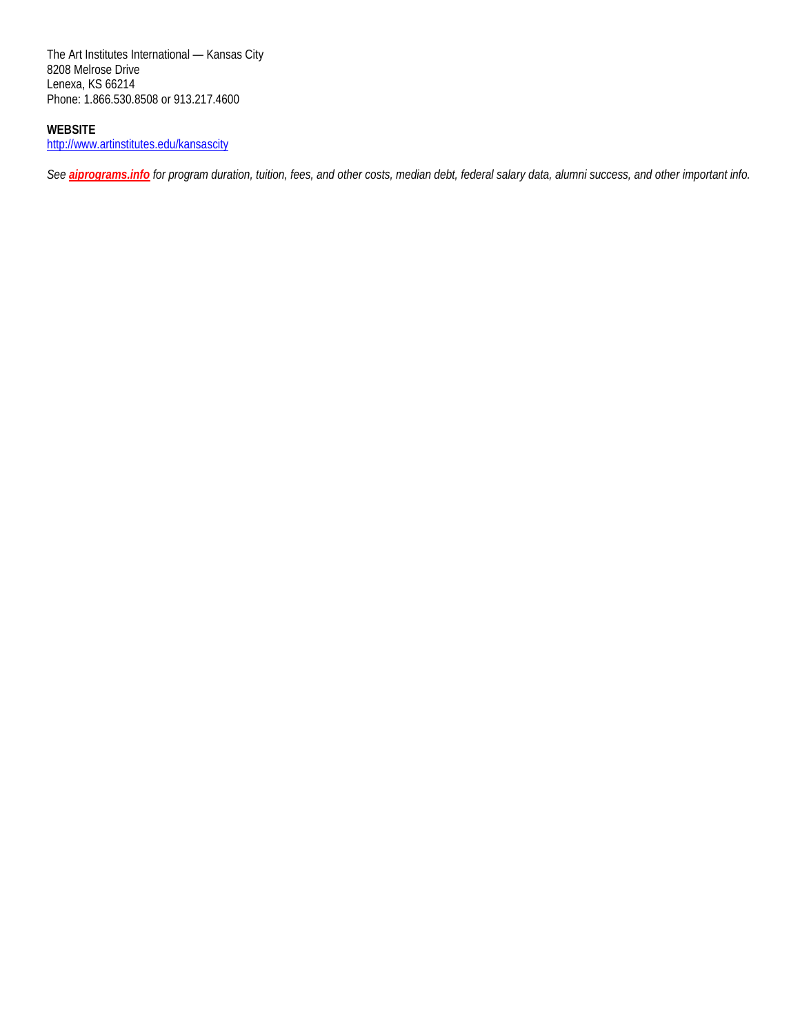The Art Institutes International — Kansas City
8208 Melrose Drive
Lenexa, KS 66214
Phone: 1.866.530.8508 or 913.217.4600

**WEBSITE**
http://www.artinstitutes.edu/kansascity

*See **aiprograms.info** for program duration, tuition, fees, and other costs, median debt, federal salary data, alumni success, and other important info.*